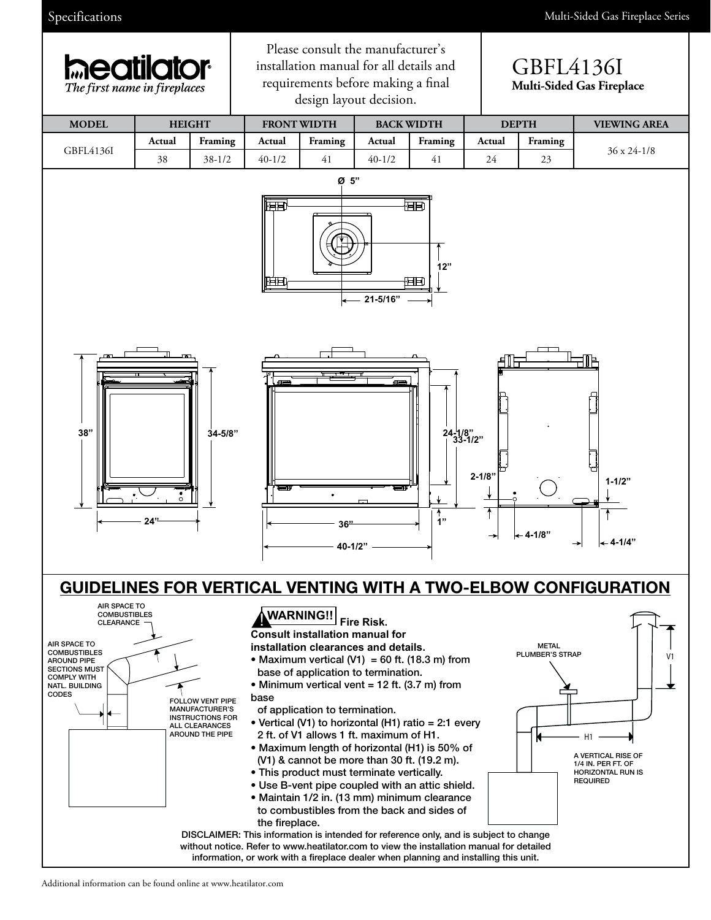Specifications

Multi-Sided Gas Fireplace Series

**heatilator**
*The first name in fireplaces*

Please consult the manufacturer's installation manual for all details and requirements before making a final design layout decision.

# GBFL4136I
**Multi-Sided Gas Fireplace**

| MODEL | HEIGHT | | FRONT WIDTH | | BACK WIDTH | | DEPTH | | VIEWING AREA |
|---|---|---|---|---|---|---|---|---|---|
| | Actual | Framing | Actual | Framing | Actual | Framing | Actual | Framing | |
| GBFL4136I | 38 | 38-1/2 | 40-1/2 | 41 | 40-1/2 | 41 | 24 | 23 | 36 x 24-1/8 |

Ø 5"
12"
21-5/16"
38"
34-5/8"
24"
24-1/8"
33-1/2"
36"
1"
40-1/2"
2-1/8"
1-1/2"
4-1/8"
4-1/4"

## GUIDELINES FOR VERTICAL VENTING WITH A TWO-ELBOW CONFIGURATION

AIR SPACE TO COMBUSTIBLES CLEARANCE

AIR SPACE TO COMBUSTIBLES AROUND PIPE SECTIONS MUST COMPLY WITH NATL. BUILDING CODES

FOLLOW VENT PIPE MANUFACTURER'S INSTRUCTIONS FOR ALL CLEARANCES AROUND THE PIPE

**WARNING!! Fire Risk.**
**Consult installation manual for installation clearances and details.**

- Maximum vertical (V1) = 60 ft. (18.3 m) from base of application to termination.
- Minimum vertical vent = 12 ft. (3.7 m) from base of application to termination.
- Vertical (V1) to horizontal (H1) ratio = 2:1 every 2 ft. of V1 allows 1 ft. maximum of H1.
- Maximum length of horizontal (H1) is 50% of (V1) & cannot be more than 30 ft. (19.2 m).
- This product must terminate vertically.
- Use B-vent pipe coupled with an attic shield.
- Maintain 1/2 in. (13 mm) minimum clearance to combustibles from the back and sides of the fireplace.

METAL PLUMBER'S STRAP

V1

H1

A VERTICAL RISE OF 1/4 IN. PER FT. OF HORIZONTAL RUN IS REQUIRED

DISCLAIMER: This information is intended for reference only, and is subject to change without notice. Refer to www.heatilator.com to view the installation manual for detailed information, or work with a fireplace dealer when planning and installing this unit.

Additional information can be found online at www.heatilator.com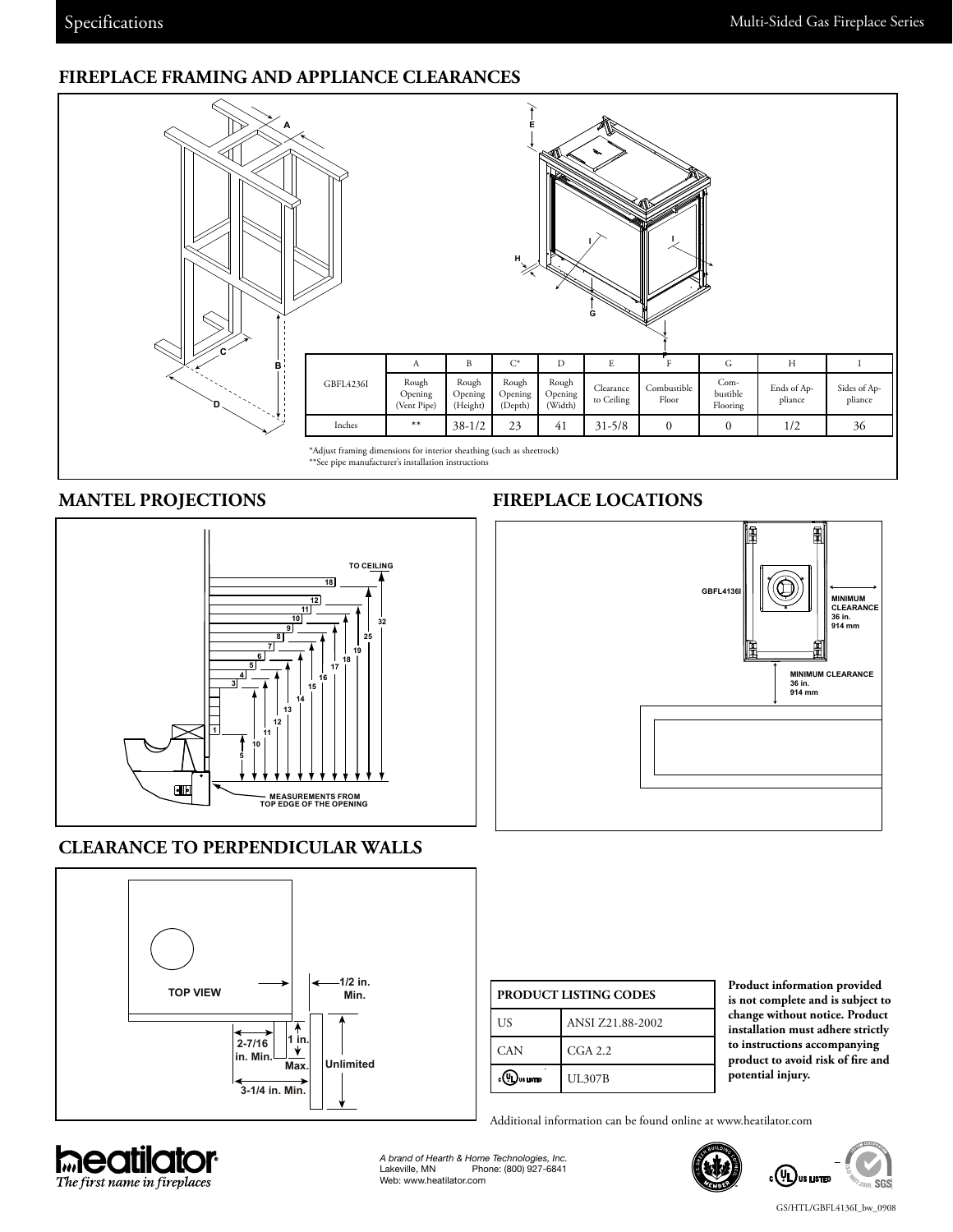## FIREPLACE FRAMING AND APPLIANCE CLEARANCES

A
E
I
I
H
G
F
C
B
D

| | A | B | C* | D | E | F | G | H | I |
|---|---|---|---|---|---|---|---|---|---|
| GBFL4236I | Rough Opening (Vent Pipe) | Rough Opening (Height) | Rough Opening (Depth) | Rough Opening (Width) | Clearance to Ceiling | Combustible Floor | Combustible Flooring | Ends of Appliance | Sides of Appliance |
| Inches | ** | 38-1/2 | 23 | 41 | 31-5/8 | 0 | 0 | 1/2 | 36 |

*Adjust framing dimensions for interior sheathing (such as sheetrock)
**See pipe manufacturer's installation instructions

## MANTEL PROJECTIONS

TO CEILING
18
12
11
10
9
8
7
6
5
4
3
1
32
25
19
18
17
16
15
14
13
12
11
10
5
MEASUREMENTS FROM TOP EDGE OF THE OPENING

## FIREPLACE LOCATIONS

GBFL4136I
MINIMUM CLEARANCE 36 in. 914 mm
MINIMUM CLEARANCE 36 in. 914 mm

## CLEARANCE TO PERPENDICULAR WALLS

TOP VIEW
1/2 in. Min.
2-7/16 in. Min.
1 in. Max.
Unlimited
3-1/4 in. Min.

| PRODUCT LISTING CODES | |
|---|---|
| US | ANSI Z21.88-2002 |
| CAN | CGA 2.2 |
| c UL us LISTED | UL307B |

**Product information provided is not complete and is subject to change without notice. Product installation must adhere strictly to instructions accompanying product to avoid risk of fire and potential injury.**

Additional information can be found online at www.heatilator.com

heatilator®
*The first name in fireplaces*

*A brand of Hearth & Home Technologies, Inc.*
Lakeville, MN Phone: (800) 927-6841
Web: www.heatilator.com

GS/HTL/GBFL4136I_bw_0908